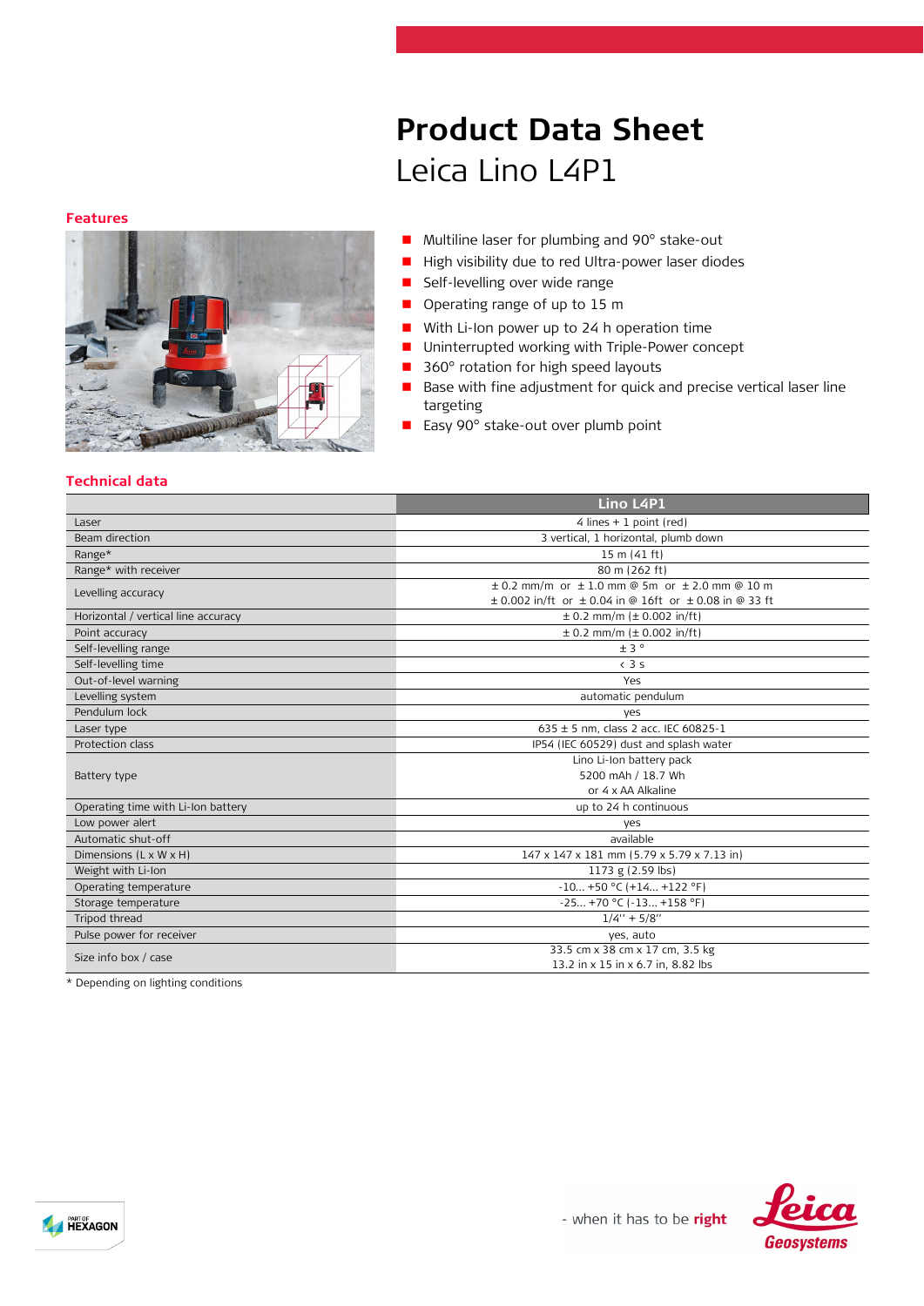# Product Data Sheet

## Leica Lino L4P1

### Features

- Multiline laser for plumbing and 90° stake-out
- High visibility due to red Ultra-power laser diodes
- Self-levelling over wide range
- Operating range of up to 15 m
- With Li-Ion power up to 24 h operation time
- Uninterrupted working with Triple-Power concept
- 360° rotation for high speed layouts
- Base with fine adjustment for quick and precise vertical laser line targeting
- Easy 90° stake-out over plumb point

### Technical data

| | Lino L4P1 |
|---|---|
| Laser | 4 lines + 1 point (red) |
| Beam direction | 3 vertical, 1 horizontal, plumb down |
| Range* | 15 m (41 ft) |
| Range* with receiver | 80 m (262 ft) |
| Levelling accuracy | ± 0.2 mm/m or ± 1.0 mm @ 5m or ± 2.0 mm @ 10 m<br>± 0.002 in/ft or ± 0.04 in @ 16ft or ± 0.08 in @ 33 ft |
| Horizontal / vertical line accuracy | ± 0.2 mm/m (± 0.002 in/ft) |
| Point accuracy | ± 0.2 mm/m (± 0.002 in/ft) |
| Self-levelling range | ± 3 ° |
| Self-levelling time | < 3 s |
| Out-of-level warning | Yes |
| Levelling system | automatic pendulum |
| Pendulum lock | yes |
| Laser type | 635 ± 5 nm, class 2 acc. IEC 60825-1 |
| Protection class | IP54 (IEC 60529) dust and splash water |
| Battery type | Lino Li-Ion battery pack<br>5200 mAh / 18.7 Wh<br>or 4 x AA Alkaline |
| Operating time with Li-Ion battery | up to 24 h continuous |
| Low power alert | yes |
| Automatic shut-off | available |
| Dimensions (L x W x H) | 147 x 147 x 181 mm (5.79 x 5.79 x 7.13 in) |
| Weight with Li-Ion | 1173 g (2.59 lbs) |
| Operating temperature | -10... +50 °C (+14... +122 °F) |
| Storage temperature | -25... +70 °C (-13... +158 °F) |
| Tripod thread | 1/4'' + 5/8'' |
| Pulse power for receiver | yes, auto |
| Size info box / case | 33.5 cm x 38 cm x 17 cm, 3.5 kg<br>13.2 in x 15 in x 6.7 in, 8.82 lbs |

* Depending on lighting conditions

- when it has to be **right**

Leica Geosystems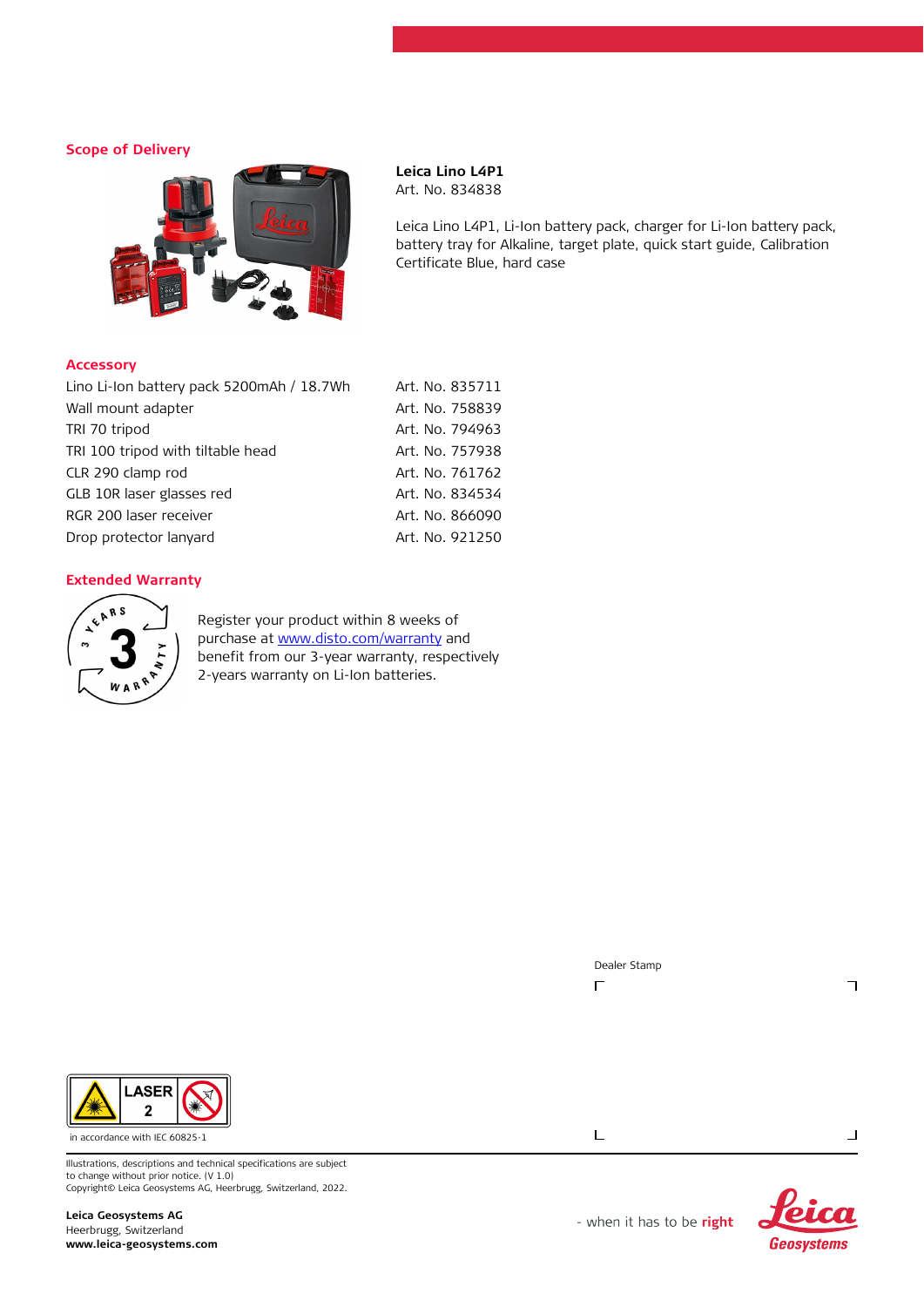## Scope of Delivery

**Leica Lino L4P1**
Art. No. 834838

Leica Lino L4P1, Li-Ion battery pack, charger for Li-Ion battery pack, battery tray for Alkaline, target plate, quick start guide, Calibration Certificate Blue, hard case

## Accessory

| | |
|---|---|
| Lino Li-Ion battery pack 5200mAh / 18.7Wh | Art. No. 835711 |
| Wall mount adapter | Art. No. 758839 |
| TRI 70 tripod | Art. No. 794963 |
| TRI 100 tripod with tiltable head | Art. No. 757938 |
| CLR 290 clamp rod | Art. No. 761762 |
| GLB 10R laser glasses red | Art. No. 834534 |
| RGR 200 laser receiver | Art. No. 866090 |
| Drop protector lanyard | Art. No. 921250 |

## Extended Warranty

3 YEARS WARRANTY

Register your product within 8 weeks of purchase at www.disto.com/warranty and benefit from our 3-year warranty, respectively 2-years warranty on Li-Ion batteries.

Dealer Stamp

LASER 2

in accordance with IEC 60825-1

Illustrations, descriptions and technical specifications are subject to change without prior notice. (V 1.0)
Copyright© Leica Geosystems AG, Heerbrugg, Switzerland, 2022.

**Leica Geosystems AG**
Heerbrugg, Switzerland
**www.leica-geosystems.com**

- when it has to be **right**

Leica Geosystems